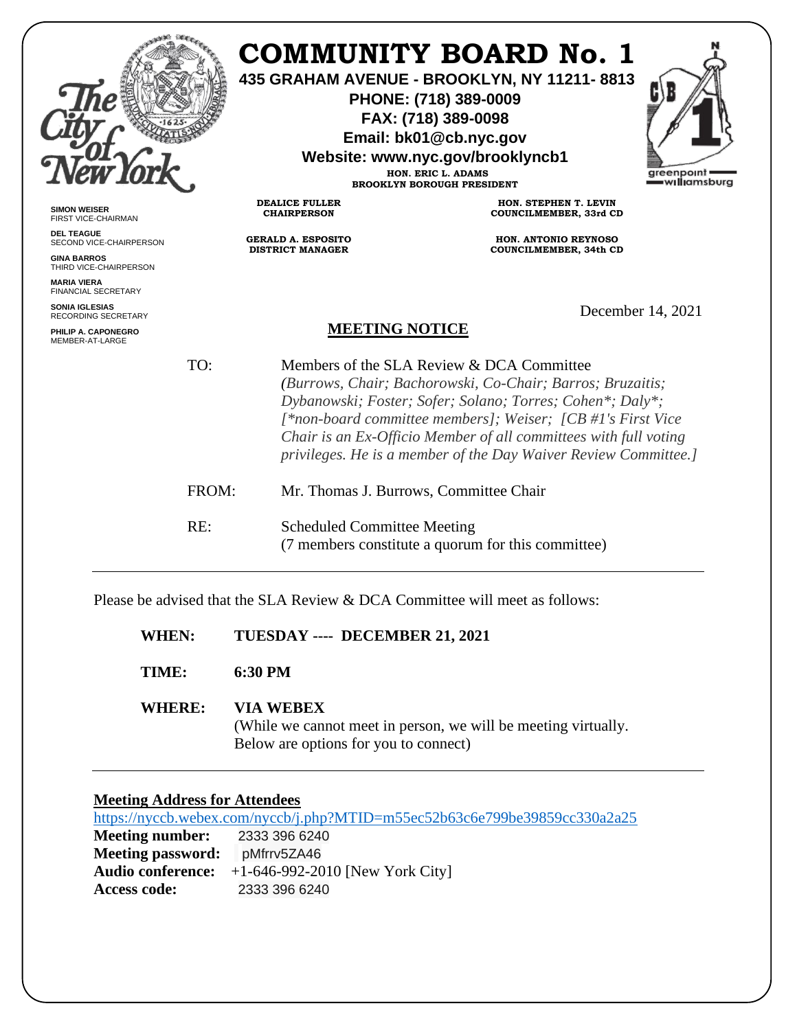# COMMUNITY BOARD No. 1

**435 GRAHAM AVENUE - BROOKLYN, NY 11211- 8813**
**PHONE: (718) 389-0009**
**FAX: (718) 389-0098**
**Email: bk01@cb.nyc.gov**
**Website: www.nyc.gov/brooklyncb1**

**HON. ERIC L. ADAMS**
**BROOKLYN BOROUGH PRESIDENT**

**DEALICE FULLER**
**CHAIRPERSON**

**GERALD A. ESPOSITO**
**DISTRICT MANAGER**

**HON. STEPHEN T. LEVIN**
**COUNCILMEMBER, 33rd CD**

**HON. ANTONIO REYNOSO**
**COUNCILMEMBER, 34th CD**

**SIMON WEISER**
FIRST VICE-CHAIRMAN

**DEL TEAGUE**
SECOND VICE-CHAIRPERSON

**GINA BARROS**
THIRD VICE-CHAIRPERSON

**MARIA VIERA**
FINANCIAL SECRETARY

**SONIA IGLESIAS**
RECORDING SECRETARY

**PHILIP A. CAPONEGRO**
MEMBER-AT-LARGE

December 14, 2021

## MEETING NOTICE

TO: Members of the SLA Review & DCA Committee
*(Burrows, Chair; Bachorowski, Co-Chair; Barros; Bruzaitis; Dybanowski; Foster; Sofer; Solano; Torres; Cohen*; Daly*; [*non-board committee members]; Weiser; [CB #1's First Vice Chair is an Ex-Officio Member of all committees with full voting privileges. He is a member of the Day Waiver Review Committee.]*

FROM: Mr. Thomas J. Burrows, Committee Chair

RE: Scheduled Committee Meeting
(7 members constitute a quorum for this committee)

---

Please be advised that the SLA Review & DCA Committee will meet as follows:

**WHEN:** **TUESDAY ---- DECEMBER 21, 2021**

**TIME:** **6:30 PM**

**WHERE:** **VIA WEBEX**
(While we cannot meet in person, we will be meeting virtually. Below are options for you to connect)

---

**Meeting Address for Attendees**
https://nyccb.webex.com/nyccb/j.php?MTID=m55ec52b63c6e799be39859cc330a2a25
**Meeting number:** 2333 396 6240
**Meeting password:** pMfrrv5ZA46
**Audio conference:** +1-646-992-2010 [New York City]
**Access code:** 2333 396 6240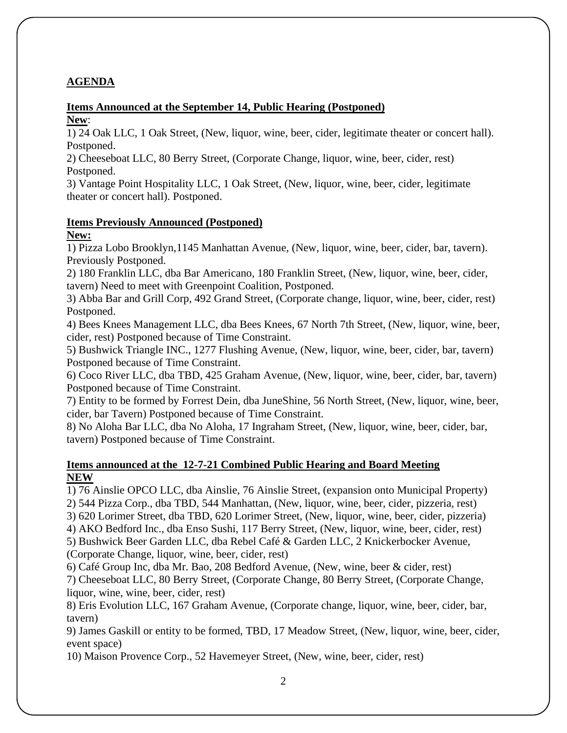## AGENDA

**Items Announced at the September 14, Public Hearing (Postponed)**

**New**:

1) 24 Oak LLC, 1 Oak Street, (New, liquor, wine, beer, cider, legitimate theater or concert hall). Postponed.
2) Cheeseboat LLC, 80 Berry Street, (Corporate Change, liquor, wine, beer, cider, rest) Postponed.
3) Vantage Point Hospitality LLC, 1 Oak Street, (New, liquor, wine, beer, cider, legitimate theater or concert hall). Postponed.

**Items Previously Announced (Postponed)**

**New:**

1) Pizza Lobo Brooklyn,1145 Manhattan Avenue, (New, liquor, wine, beer, cider, bar, tavern). Previously Postponed.
2) 180 Franklin LLC, dba Bar Americano, 180 Franklin Street, (New, liquor, wine, beer, cider, tavern) Need to meet with Greenpoint Coalition, Postponed.
3) Abba Bar and Grill Corp, 492 Grand Street, (Corporate change, liquor, wine, beer, cider, rest) Postponed.
4) Bees Knees Management LLC, dba Bees Knees, 67 North 7th Street, (New, liquor, wine, beer, cider, rest) Postponed because of Time Constraint.
5) Bushwick Triangle INC., 1277 Flushing Avenue, (New, liquor, wine, beer, cider, bar, tavern) Postponed because of Time Constraint.
6) Coco River LLC, dba TBD, 425 Graham Avenue, (New, liquor, wine, beer, cider, bar, tavern) Postponed because of Time Constraint.
7) Entity to be formed by Forrest Dein, dba JuneShine, 56 North Street, (New, liquor, wine, beer, cider, bar Tavern) Postponed because of Time Constraint.
8) No Aloha Bar LLC, dba No Aloha, 17 Ingraham Street, (New, liquor, wine, beer, cider, bar, tavern) Postponed because of Time Constraint.

**Items announced at the 12-7-21 Combined Public Hearing and Board Meeting**

**NEW**

1) 76 Ainslie OPCO LLC, dba Ainslie, 76 Ainslie Street, (expansion onto Municipal Property)
2) 544 Pizza Corp., dba TBD, 544 Manhattan, (New, liquor, wine, beer, cider, pizzeria, rest)
3) 620 Lorimer Street, dba TBD, 620 Lorimer Street, (New, liquor, wine, beer, cider, pizzeria)
4) AKO Bedford Inc., dba Enso Sushi, 117 Berry Street, (New, liquor, wine, beer, cider, rest)
5) Bushwick Beer Garden LLC, dba Rebel Café & Garden LLC, 2 Knickerbocker Avenue, (Corporate Change, liquor, wine, beer, cider, rest)
6) Café Group Inc, dba Mr. Bao, 208 Bedford Avenue, (New, wine, beer & cider, rest)
7) Cheeseboat LLC, 80 Berry Street, (Corporate Change, 80 Berry Street, (Corporate Change, liquor, wine, wine, beer, cider, rest)
8) Eris Evolution LLC, 167 Graham Avenue, (Corporate change, liquor, wine, beer, cider, bar, tavern)
9) James Gaskill or entity to be formed, TBD, 17 Meadow Street, (New, liquor, wine, beer, cider, event space)
10) Maison Provence Corp., 52 Havemeyer Street, (New, wine, beer, cider, rest)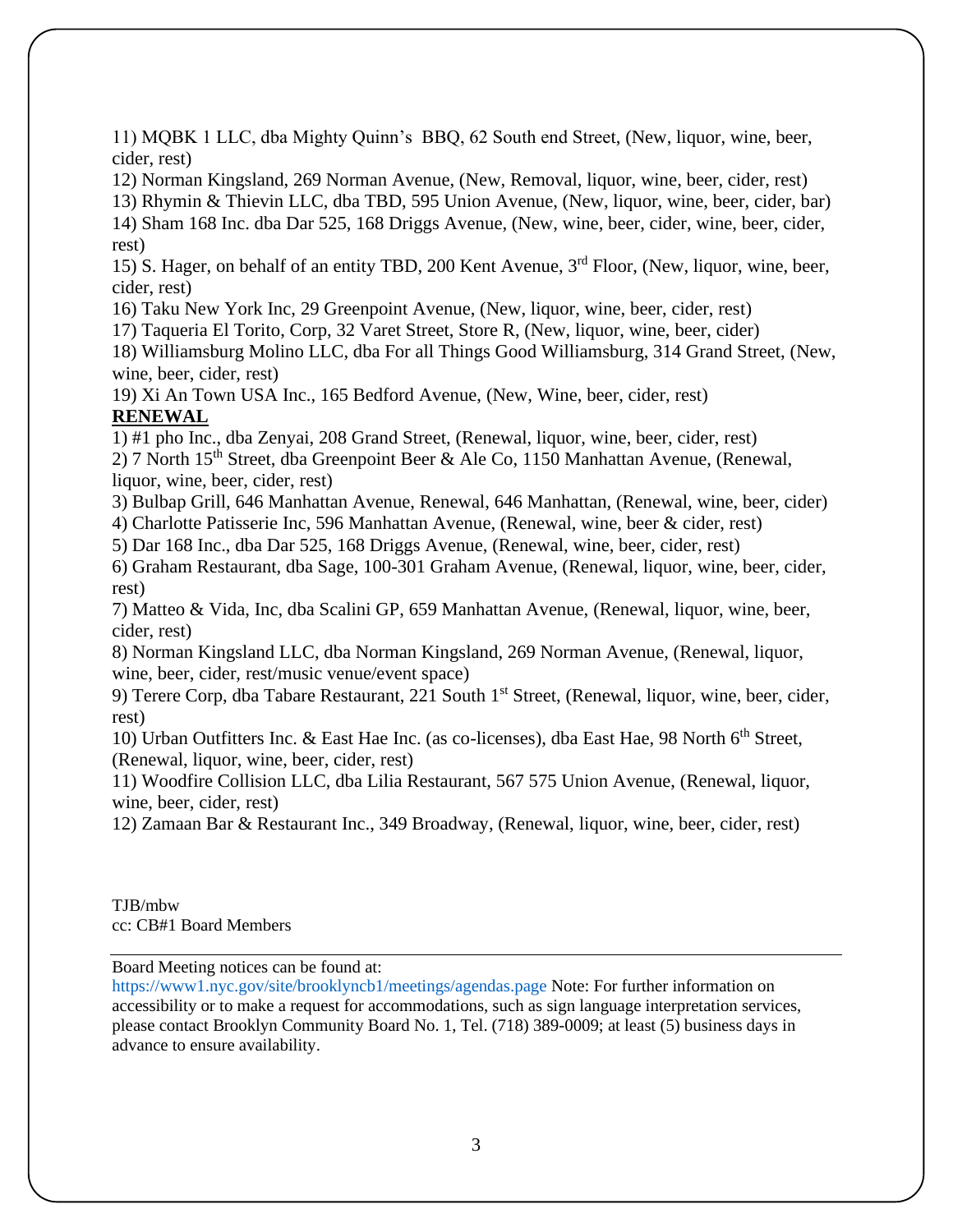11) MQBK 1 LLC, dba Mighty Quinn's BBQ, 62 South end Street, (New, liquor, wine, beer, cider, rest)

12) Norman Kingsland, 269 Norman Avenue, (New, Removal, liquor, wine, beer, cider, rest)

13) Rhymin & Thievin LLC, dba TBD, 595 Union Avenue, (New, liquor, wine, beer, cider, bar)

14) Sham 168 Inc. dba Dar 525, 168 Driggs Avenue, (New, wine, beer, cider, wine, beer, cider, rest)

15) S. Hager, on behalf of an entity TBD, 200 Kent Avenue, 3rd Floor, (New, liquor, wine, beer, cider, rest)

16) Taku New York Inc, 29 Greenpoint Avenue, (New, liquor, wine, beer, cider, rest)

17) Taqueria El Torito, Corp, 32 Varet Street, Store R, (New, liquor, wine, beer, cider)

18) Williamsburg Molino LLC, dba For all Things Good Williamsburg, 314 Grand Street, (New, wine, beer, cider, rest)

19) Xi An Town USA Inc., 165 Bedford Avenue, (New, Wine, beer, cider, rest)

**RENEWAL**

1) #1 pho Inc., dba Zenyai, 208 Grand Street, (Renewal, liquor, wine, beer, cider, rest)

2) 7 North 15th Street, dba Greenpoint Beer & Ale Co, 1150 Manhattan Avenue, (Renewal, liquor, wine, beer, cider, rest)

3) Bulbap Grill, 646 Manhattan Avenue, Renewal, 646 Manhattan, (Renewal, wine, beer, cider)

4) Charlotte Patisserie Inc, 596 Manhattan Avenue, (Renewal, wine, beer & cider, rest)

5) Dar 168 Inc., dba Dar 525, 168 Driggs Avenue, (Renewal, wine, beer, cider, rest)

6) Graham Restaurant, dba Sage, 100-301 Graham Avenue, (Renewal, liquor, wine, beer, cider, rest)

7) Matteo & Vida, Inc, dba Scalini GP, 659 Manhattan Avenue, (Renewal, liquor, wine, beer, cider, rest)

8) Norman Kingsland LLC, dba Norman Kingsland, 269 Norman Avenue, (Renewal, liquor, wine, beer, cider, rest/music venue/event space)

9) Terere Corp, dba Tabare Restaurant, 221 South 1st Street, (Renewal, liquor, wine, beer, cider, rest)

10) Urban Outfitters Inc. & East Hae Inc. (as co-licenses), dba East Hae, 98 North 6th Street, (Renewal, liquor, wine, beer, cider, rest)

11) Woodfire Collision LLC, dba Lilia Restaurant, 567 575 Union Avenue, (Renewal, liquor, wine, beer, cider, rest)

12) Zamaan Bar & Restaurant Inc., 349 Broadway, (Renewal, liquor, wine, beer, cider, rest)

TJB/mbw
cc: CB#1 Board Members

---

Board Meeting notices can be found at:
https://www1.nyc.gov/site/brooklyncb1/meetings/agendas.page Note: For further information on accessibility or to make a request for accommodations, such as sign language interpretation services, please contact Brooklyn Community Board No. 1, Tel. (718) 389-0009; at least (5) business days in advance to ensure availability.